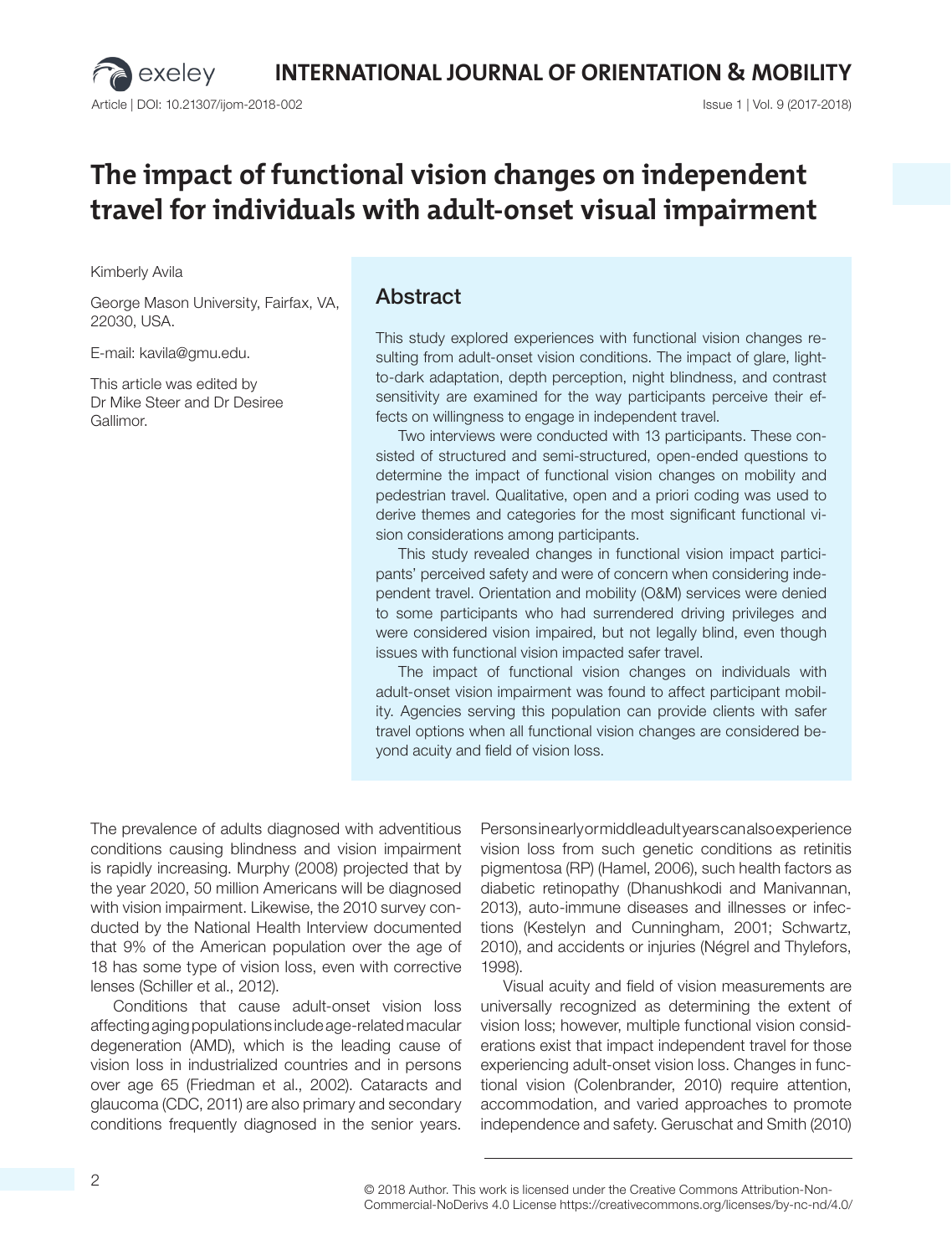# The impact of functional vision changes on independent travel for individuals with adult-onset visual impairment

Kimberly Avila

George Mason University, Fairfax, VA, 22030, USA.

E-mail: kavila@gmu.edu.

This article was edited by Dr Mike Steer and Dr Desiree Gallimor.

## Abstract

This study explored experiences with functional vision changes resulting from adult-onset vision conditions. The impact of glare, light-to-dark adaptation, depth perception, night blindness, and contrast sensitivity are examined for the way participants perceive their effects on willingness to engage in independent travel.

Two interviews were conducted with 13 participants. These consisted of structured and semi-structured, open-ended questions to determine the impact of functional vision changes on mobility and pedestrian travel. Qualitative, open and a priori coding was used to derive themes and categories for the most significant functional vision considerations among participants.

This study revealed changes in functional vision impact participants' perceived safety and were of concern when considering independent travel. Orientation and mobility (O&M) services were denied to some participants who had surrendered driving privileges and were considered vision impaired, but not legally blind, even though issues with functional vision impacted safer travel.

The impact of functional vision changes on individuals with adult-onset vision impairment was found to affect participant mobility. Agencies serving this population can provide clients with safer travel options when all functional vision changes are considered beyond acuity and field of vision loss.

The prevalence of adults diagnosed with adventitious conditions causing blindness and vision impairment is rapidly increasing. Murphy (2008) projected that by the year 2020, 50 million Americans will be diagnosed with vision impairment. Likewise, the 2010 survey conducted by the National Health Interview documented that 9% of the American population over the age of 18 has some type of vision loss, even with corrective lenses (Schiller et al., 2012).

Conditions that cause adult-onset vision loss affecting aging populations include age-related macular degeneration (AMD), which is the leading cause of vision loss in industrialized countries and in persons over age 65 (Friedman et al., 2002). Cataracts and glaucoma (CDC, 2011) are also primary and secondary conditions frequently diagnosed in the senior years. Persons in early or middle adult years can also experience vision loss from such genetic conditions as retinitis pigmentosa (RP) (Hamel, 2006), such health factors as diabetic retinopathy (Dhanushkodi and Manivannan, 2013), auto-immune diseases and illnesses or infections (Kestelyn and Cunningham, 2001; Schwartz, 2010), and accidents or injuries (Négrel and Thylefors, 1998).

Visual acuity and field of vision measurements are universally recognized as determining the extent of vision loss; however, multiple functional vision considerations exist that impact independent travel for those experiencing adult-onset vision loss. Changes in functional vision (Colenbrander, 2010) require attention, accommodation, and varied approaches to promote independence and safety. Geruschat and Smith (2010)

© 2018 Author. This work is licensed under the Creative Commons Attribution-Non-Commercial-NoDerivs 4.0 License https://creativecommons.org/licenses/by-nc-nd/4.0/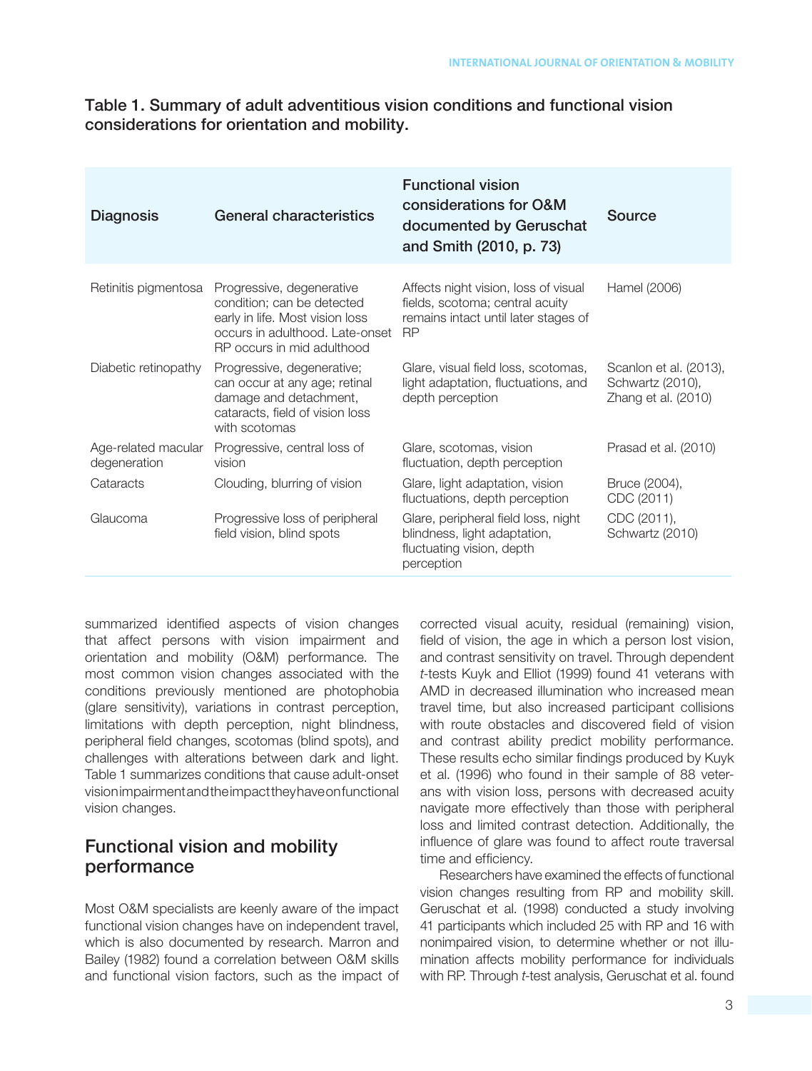Table 1. Summary of adult adventitious vision conditions and functional vision considerations for orientation and mobility.

| Diagnosis | General characteristics | Functional vision considerations for O&M documented by Geruschat and Smith (2010, p. 73) | Source |
|---|---|---|---|
| Retinitis pigmentosa | Progressive, degenerative condition; can be detected early in life. Most vision loss occurs in adulthood. Late-onset RP occurs in mid adulthood | Affects night vision, loss of visual fields, scotoma; central acuity remains intact until later stages of RP | Hamel (2006) |
| Diabetic retinopathy | Progressive, degenerative; can occur at any age; retinal damage and detachment, cataracts, field of vision loss with scotomas | Glare, visual field loss, scotomas, light adaptation, fluctuations, and depth perception | Scanlon et al. (2013), Schwartz (2010), Zhang et al. (2010) |
| Age-related macular degeneration | Progressive, central loss of vision | Glare, scotomas, vision fluctuation, depth perception | Prasad et al. (2010) |
| Cataracts | Clouding, blurring of vision | Glare, light adaptation, vision fluctuations, depth perception | Bruce (2004), CDC (2011) |
| Glaucoma | Progressive loss of peripheral field vision, blind spots | Glare, peripheral field loss, night blindness, light adaptation, fluctuating vision, depth perception | CDC (2011), Schwartz (2010) |

summarized identified aspects of vision changes that affect persons with vision impairment and orientation and mobility (O&M) performance. The most common vision changes associated with the conditions previously mentioned are photophobia (glare sensitivity), variations in contrast perception, limitations with depth perception, night blindness, peripheral field changes, scotomas (blind spots), and challenges with alterations between dark and light. Table 1 summarizes conditions that cause adult-onset vision impairment and the impact they have on functional vision changes.

## Functional vision and mobility performance

Most O&M specialists are keenly aware of the impact functional vision changes have on independent travel, which is also documented by research. Marron and Bailey (1982) found a correlation between O&M skills and functional vision factors, such as the impact of corrected visual acuity, residual (remaining) vision, field of vision, the age in which a person lost vision, and contrast sensitivity on travel. Through dependent *t*-tests Kuyk and Elliot (1999) found 41 veterans with AMD in decreased illumination who increased mean travel time, but also increased participant collisions with route obstacles and discovered field of vision and contrast ability predict mobility performance. These results echo similar findings produced by Kuyk et al. (1996) who found in their sample of 88 veterans with vision loss, persons with decreased acuity navigate more effectively than those with peripheral loss and limited contrast detection. Additionally, the influence of glare was found to affect route traversal time and efficiency.

Researchers have examined the effects of functional vision changes resulting from RP and mobility skill. Geruschat et al. (1998) conducted a study involving 41 participants which included 25 with RP and 16 with nonimpaired vision, to determine whether or not illumination affects mobility performance for individuals with RP. Through *t*-test analysis, Geruschat et al. found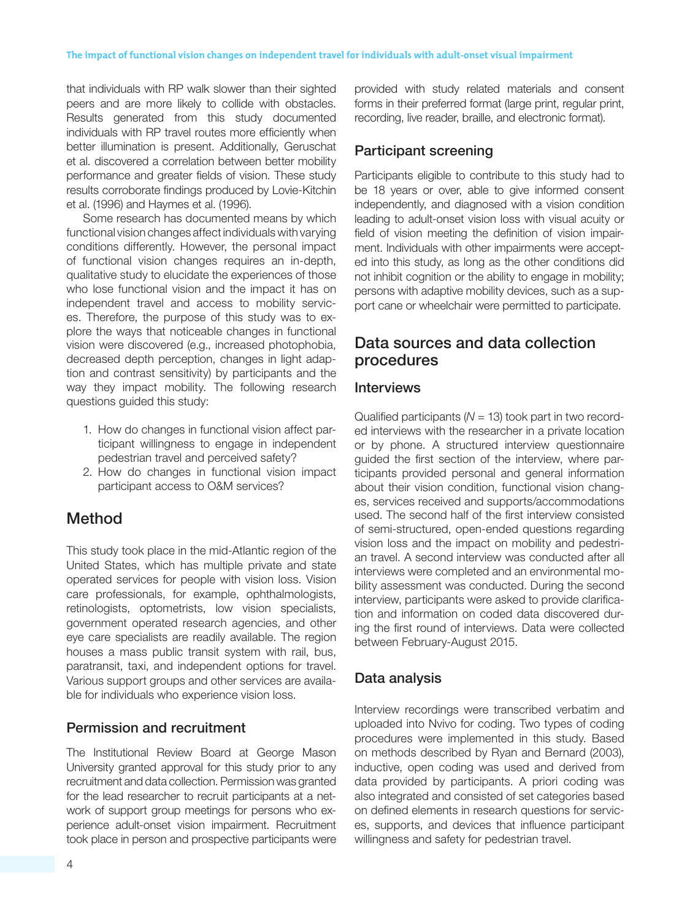that individuals with RP walk slower than their sighted peers and are more likely to collide with obstacles. Results generated from this study documented individuals with RP travel routes more efficiently when better illumination is present. Additionally, Geruschat et al. discovered a correlation between better mobility performance and greater fields of vision. These study results corroborate findings produced by Lovie-Kitchin et al. (1996) and Haymes et al. (1996).

Some research has documented means by which functional vision changes affect individuals with varying conditions differently. However, the personal impact of functional vision changes requires an in-depth, qualitative study to elucidate the experiences of those who lose functional vision and the impact it has on independent travel and access to mobility services. Therefore, the purpose of this study was to explore the ways that noticeable changes in functional vision were discovered (e.g., increased photophobia, decreased depth perception, changes in light adaption and contrast sensitivity) by participants and the way they impact mobility. The following research questions guided this study:

1. How do changes in functional vision affect participant willingness to engage in independent pedestrian travel and perceived safety?
2. How do changes in functional vision impact participant access to O&M services?

## Method

This study took place in the mid-Atlantic region of the United States, which has multiple private and state operated services for people with vision loss. Vision care professionals, for example, ophthalmologists, retinologists, optometrists, low vision specialists, government operated research agencies, and other eye care specialists are readily available. The region houses a mass public transit system with rail, bus, paratransit, taxi, and independent options for travel. Various support groups and other services are available for individuals who experience vision loss.

### Permission and recruitment

The Institutional Review Board at George Mason University granted approval for this study prior to any recruitment and data collection. Permission was granted for the lead researcher to recruit participants at a network of support group meetings for persons who experience adult-onset vision impairment. Recruitment took place in person and prospective participants were provided with study related materials and consent forms in their preferred format (large print, regular print, recording, live reader, braille, and electronic format).

### Participant screening

Participants eligible to contribute to this study had to be 18 years or over, able to give informed consent independently, and diagnosed with a vision condition leading to adult-onset vision loss with visual acuity or field of vision meeting the definition of vision impairment. Individuals with other impairments were accepted into this study, as long as the other conditions did not inhibit cognition or the ability to engage in mobility; persons with adaptive mobility devices, such as a support cane or wheelchair were permitted to participate.

## Data sources and data collection procedures

### Interviews

Qualified participants ($N = 13$) took part in two recorded interviews with the researcher in a private location or by phone. A structured interview questionnaire guided the first section of the interview, where participants provided personal and general information about their vision condition, functional vision changes, services received and supports/accommodations used. The second half of the first interview consisted of semi-structured, open-ended questions regarding vision loss and the impact on mobility and pedestrian travel. A second interview was conducted after all interviews were completed and an environmental mobility assessment was conducted. During the second interview, participants were asked to provide clarification and information on coded data discovered during the first round of interviews. Data were collected between February-August 2015.

### Data analysis

Interview recordings were transcribed verbatim and uploaded into Nvivo for coding. Two types of coding procedures were implemented in this study. Based on methods described by Ryan and Bernard (2003), inductive, open coding was used and derived from data provided by participants. A priori coding was also integrated and consisted of set categories based on defined elements in research questions for services, supports, and devices that influence participant willingness and safety for pedestrian travel.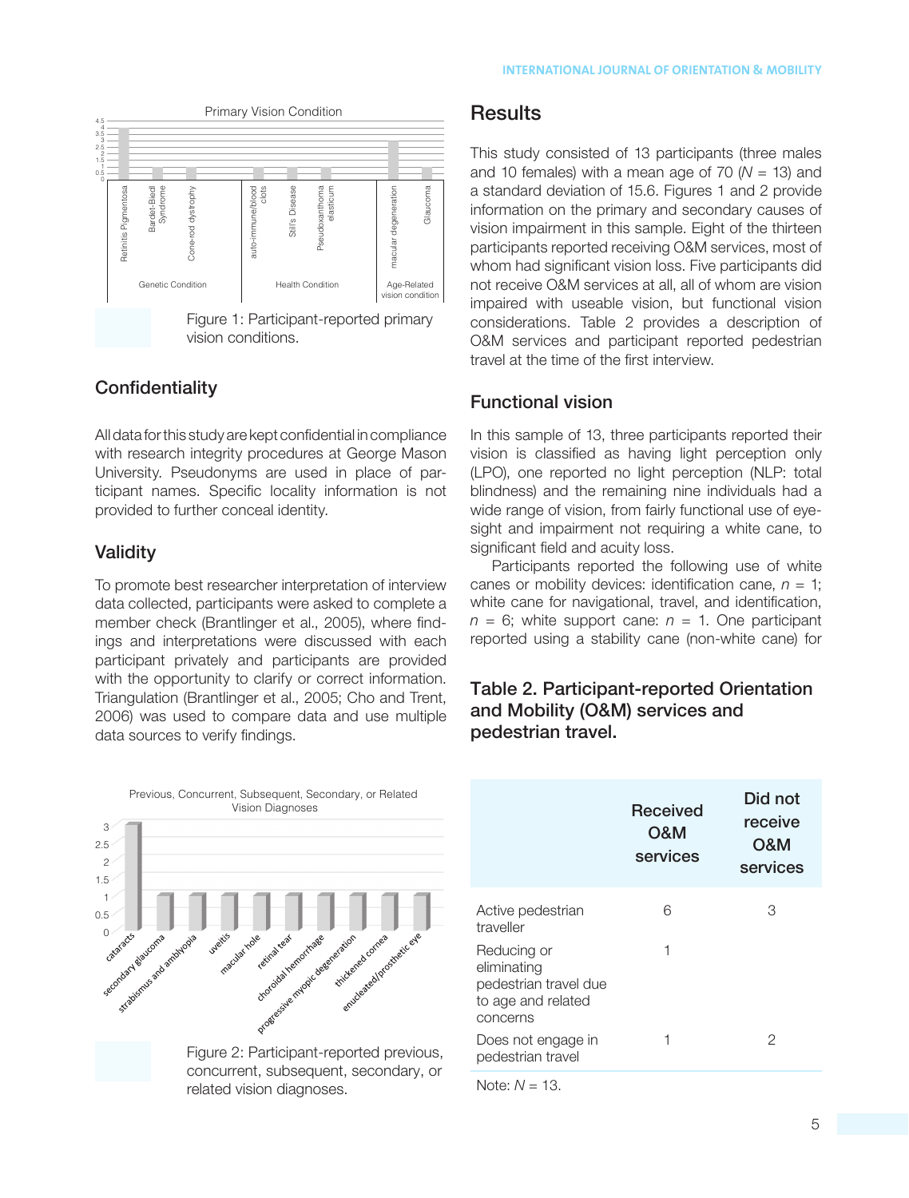Primary Vision Condition

4.5
4
3.5
3
2.5
2
1.5
1
0.5
0

Retinitis Pigmentosa
Bardet-Biedl Syndrome
Cone-rod dystrophy
auto-immune/blood clots
Still's Disease
Pseudoxanthoma elasticum
macular degeneration
Glaucoma

Genetic Condition
Health Condition
Age-Related vision condition

Figure 1: Participant-reported primary vision conditions.

## Confidentiality

All data for this study are kept confidential in compliance with research integrity procedures at George Mason University. Pseudonyms are used in place of participant names. Specific locality information is not provided to further conceal identity.

## Validity

To promote best researcher interpretation of interview data collected, participants were asked to complete a member check (Brantlinger et al., 2005), where findings and interpretations were discussed with each participant privately and participants are provided with the opportunity to clarify or correct information. Triangulation (Brantlinger et al., 2005; Cho and Trent, 2006) was used to compare data and use multiple data sources to verify findings.

Previous, Concurrent, Subsequent, Secondary, or Related Vision Diagnoses

3
2.5
2
1.5
1
0.5
0

cataracts
secondary glaucoma
strabismus and amblyopia
uveitis
macular hole
retinal tear
choroidal hemorrhage
progressive myopic degeneration
thickened cornea
enucleated/prosthetic eye

Figure 2: Participant-reported previous, concurrent, subsequent, secondary, or related vision diagnoses.

## Results

This study consisted of 13 participants (three males and 10 females) with a mean age of 70 ($N$ = 13) and a standard deviation of 15.6. Figures 1 and 2 provide information on the primary and secondary causes of vision impairment in this sample. Eight of the thirteen participants reported receiving O&M services, most of whom had significant vision loss. Five participants did not receive O&M services at all, all of whom are vision impaired with useable vision, but functional vision considerations. Table 2 provides a description of O&M services and participant reported pedestrian travel at the time of the first interview.

## Functional vision

In this sample of 13, three participants reported their vision is classified as having light perception only (LPO), one reported no light perception (NLP: total blindness) and the remaining nine individuals had a wide range of vision, from fairly functional use of eyesight and impairment not requiring a white cane, to significant field and acuity loss.

Participants reported the following use of white canes or mobility devices: identification cane, $n$ = 1; white cane for navigational, travel, and identification, $n$ = 6; white support cane: $n$ = 1. One participant reported using a stability cane (non-white cane) for

## Table 2. Participant-reported Orientation and Mobility (O&M) services and pedestrian travel.

| | Received O&M services | Did not receive O&M services |
|---|---|---|
| Active pedestrian traveller | 6 | 3 |
| Reducing or eliminating pedestrian travel due to age and related concerns | 1 | |
| Does not engage in pedestrian travel | 1 | 2 |

Note: $N$ = 13.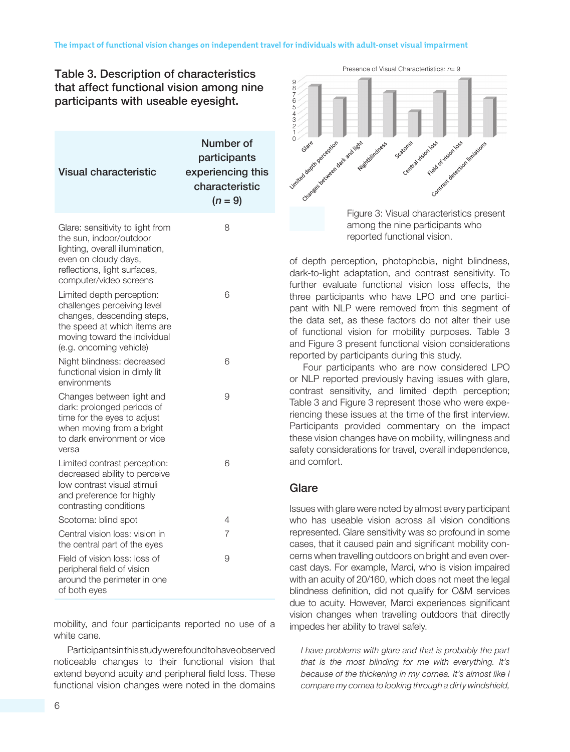## Table 3. Description of characteristics that affect functional vision among nine participants with useable eyesight.

| Visual characteristic | Number of participants experiencing this characteristic ($n$ = 9) |
|---|---|
| Glare: sensitivity to light from the sun, indoor/outdoor lighting, overall illumination, even on cloudy days, reflections, light surfaces, computer/video screens | 8 |
| Limited depth perception: challenges perceiving level changes, descending steps, the speed at which items are moving toward the individual (e.g. oncoming vehicle) | 6 |
| Night blindness: decreased functional vision in dimly lit environments | 6 |
| Changes between light and dark: prolonged periods of time for the eyes to adjust when moving from a bright to dark environment or vice versa | 9 |
| Limited contrast perception: decreased ability to perceive low contrast visual stimuli and preference for highly contrasting conditions | 6 |
| Scotoma: blind spot | 4 |
| Central vision loss: vision in the central part of the eyes | 7 |
| Field of vision loss: loss of peripheral field of vision around the perimeter in one of both eyes | 9 |

mobility, and four participants reported no use of a white cane.

Participants in this study were found to have observed noticeable changes to their functional vision that extend beyond acuity and peripheral field loss. These functional vision changes were noted in the domains of depth perception, photophobia, night blindness, dark-to-light adaptation, and contrast sensitivity. To further evaluate functional vision loss effects, the three participants who have LPO and one participant with NLP were removed from this segment of the data set, as these factors do not alter their use of functional vision for mobility purposes. Table 3 and Figure 3 present functional vision considerations reported by participants during this study.

Four participants who are now considered LPO or NLP reported previously having issues with glare, contrast sensitivity, and limited depth perception; Table 3 and Figure 3 represent those who were experiencing these issues at the time of the first interview. Participants provided commentary on the impact these vision changes have on mobility, willingness and safety considerations for travel, overall independence, and comfort.

Presence of Visual Charactertistics: $n$= 9

0 1 2 3 4 5 6 7 8 9

Glare
Limited depth perception
Changes between dark and light
Nightblindness
Scatoma
Central vision loss
Field of vision loss
Contrast detection limiations

Figure 3: Visual characteristics present among the nine participants who reported functional vision.

## Glare

Issues with glare were noted by almost every participant who has useable vision across all vision conditions represented. Glare sensitivity was so profound in some cases, that it caused pain and significant mobility concerns when travelling outdoors on bright and even overcast days. For example, Marci, who is vision impaired with an acuity of 20/160, which does not meet the legal blindness definition, did not qualify for O&M services due to acuity. However, Marci experiences significant vision changes when travelling outdoors that directly impedes her ability to travel safely.

*I have problems with glare and that is probably the part that is the most blinding for me with everything. It's because of the thickening in my cornea. It's almost like I compare my cornea to looking through a dirty windshield,*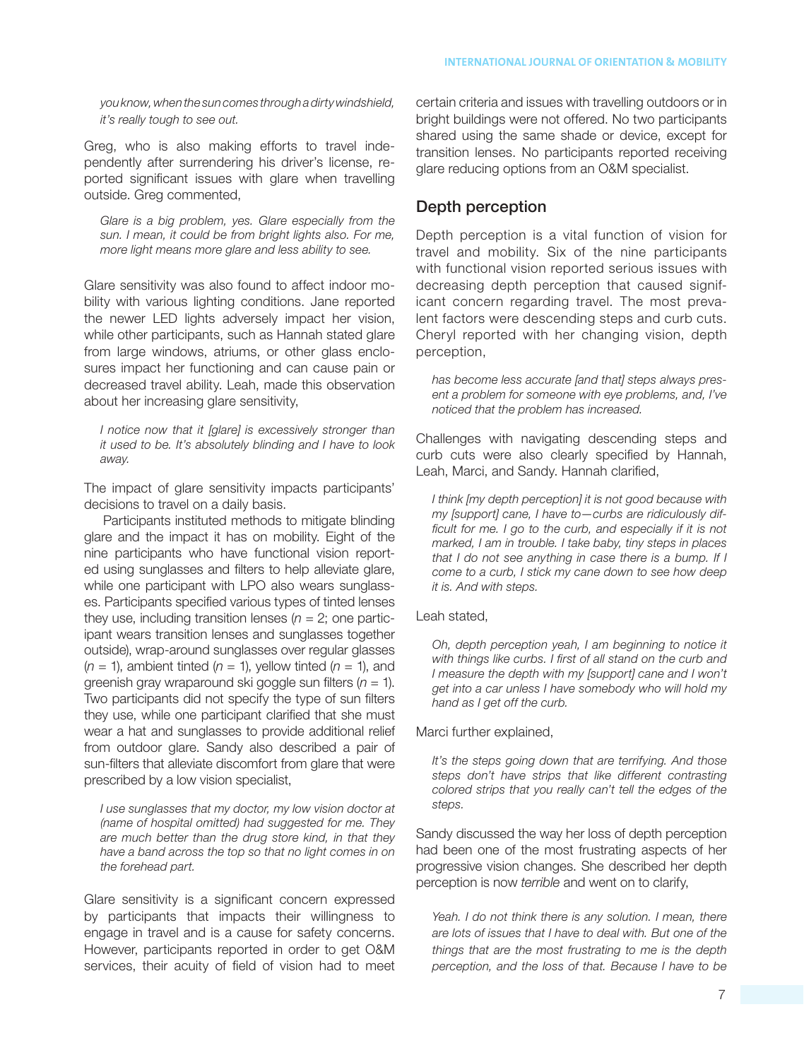*you know, when the sun comes through a dirty windshield, it's really tough to see out.*

Greg, who is also making efforts to travel independently after surrendering his driver's license, reported significant issues with glare when travelling outside. Greg commented,

> *Glare is a big problem, yes. Glare especially from the sun. I mean, it could be from bright lights also. For me, more light means more glare and less ability to see.*

Glare sensitivity was also found to affect indoor mobility with various lighting conditions. Jane reported the newer LED lights adversely impact her vision, while other participants, such as Hannah stated glare from large windows, atriums, or other glass enclosures impact her functioning and can cause pain or decreased travel ability. Leah, made this observation about her increasing glare sensitivity,

> *I notice now that it [glare] is excessively stronger than it used to be. It's absolutely blinding and I have to look away.*

The impact of glare sensitivity impacts participants' decisions to travel on a daily basis.

Participants instituted methods to mitigate blinding glare and the impact it has on mobility. Eight of the nine participants who have functional vision reported using sunglasses and filters to help alleviate glare, while one participant with LPO also wears sunglasses. Participants specified various types of tinted lenses they use, including transition lenses ($n = 2$; one participant wears transition lenses and sunglasses together outside), wrap-around sunglasses over regular glasses ($n = 1$), ambient tinted ($n = 1$), yellow tinted ($n = 1$), and greenish gray wraparound ski goggle sun filters ($n = 1$). Two participants did not specify the type of sun filters they use, while one participant clarified that she must wear a hat and sunglasses to provide additional relief from outdoor glare. Sandy also described a pair of sun-filters that alleviate discomfort from glare that were prescribed by a low vision specialist,

> *I use sunglasses that my doctor, my low vision doctor at (name of hospital omitted) had suggested for me. They are much better than the drug store kind, in that they have a band across the top so that no light comes in on the forehead part.*

Glare sensitivity is a significant concern expressed by participants that impacts their willingness to engage in travel and is a cause for safety concerns. However, participants reported in order to get O&M services, their acuity of field of vision had to meet certain criteria and issues with travelling outdoors or in bright buildings were not offered. No two participants shared using the same shade or device, except for transition lenses. No participants reported receiving glare reducing options from an O&M specialist.

## Depth perception

Depth perception is a vital function of vision for travel and mobility. Six of the nine participants with functional vision reported serious issues with decreasing depth perception that caused significant concern regarding travel. The most prevalent factors were descending steps and curb cuts. Cheryl reported with her changing vision, depth perception,

> *has become less accurate [and that] steps always present a problem for someone with eye problems, and, I've noticed that the problem has increased.*

Challenges with navigating descending steps and curb cuts were also clearly specified by Hannah, Leah, Marci, and Sandy. Hannah clarified,

> *I think [my depth perception] it is not good because with my [support] cane, I have to—curbs are ridiculously difficult for me. I go to the curb, and especially if it is not marked, I am in trouble. I take baby, tiny steps in places that I do not see anything in case there is a bump. If I come to a curb, I stick my cane down to see how deep it is. And with steps.*

Leah stated,

> *Oh, depth perception yeah, I am beginning to notice it with things like curbs. I first of all stand on the curb and I measure the depth with my [support] cane and I won't get into a car unless I have somebody who will hold my hand as I get off the curb.*

Marci further explained,

> *It's the steps going down that are terrifying. And those steps don't have strips that like different contrasting colored strips that you really can't tell the edges of the steps.*

Sandy discussed the way her loss of depth perception had been one of the most frustrating aspects of her progressive vision changes. She described her depth perception is now *terrible* and went on to clarify,

> *Yeah. I do not think there is any solution. I mean, there are lots of issues that I have to deal with. But one of the things that are the most frustrating to me is the depth perception, and the loss of that. Because I have to be*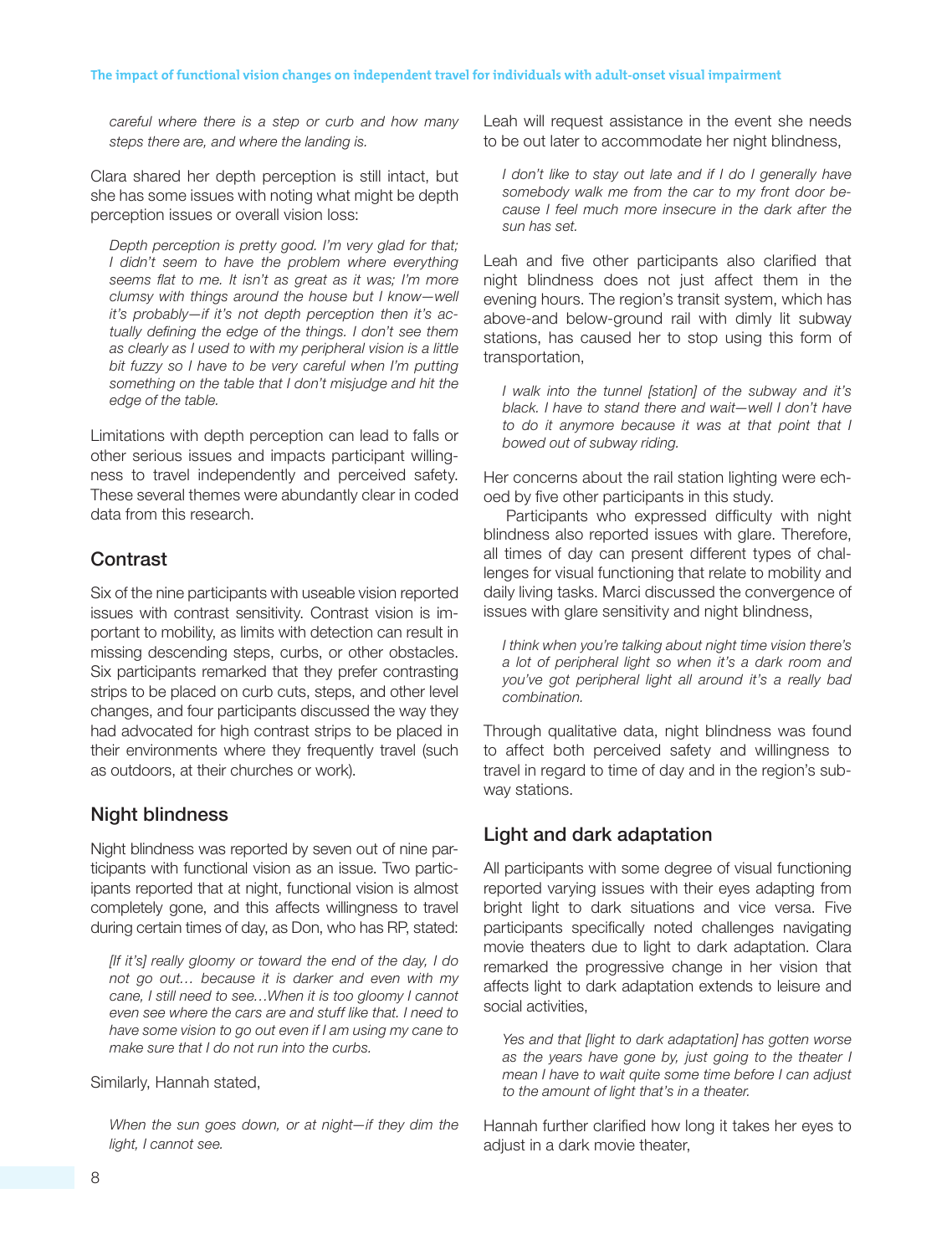careful where there is a step or curb and how many steps there are, and where the landing is.

Clara shared her depth perception is still intact, but she has some issues with noting what might be depth perception issues or overall vision loss:

> *Depth perception is pretty good. I'm very glad for that; I didn't seem to have the problem where everything seems flat to me. It isn't as great as it was; I'm more clumsy with things around the house but I know—well it's probably—if it's not depth perception then it's actually defining the edge of the things. I don't see them as clearly as I used to with my peripheral vision is a little bit fuzzy so I have to be very careful when I'm putting something on the table that I don't misjudge and hit the edge of the table.*

Limitations with depth perception can lead to falls or other serious issues and impacts participant willingness to travel independently and perceived safety. These several themes were abundantly clear in coded data from this research.

## Contrast

Six of the nine participants with useable vision reported issues with contrast sensitivity. Contrast vision is important to mobility, as limits with detection can result in missing descending steps, curbs, or other obstacles. Six participants remarked that they prefer contrasting strips to be placed on curb cuts, steps, and other level changes, and four participants discussed the way they had advocated for high contrast strips to be placed in their environments where they frequently travel (such as outdoors, at their churches or work).

## Night blindness

Night blindness was reported by seven out of nine participants with functional vision as an issue. Two participants reported that at night, functional vision is almost completely gone, and this affects willingness to travel during certain times of day, as Don, who has RP, stated:

> *[If it's] really gloomy or toward the end of the day, I do not go out… because it is darker and even with my cane, I still need to see…When it is too gloomy I cannot even see where the cars are and stuff like that. I need to have some vision to go out even if I am using my cane to make sure that I do not run into the curbs.*

Similarly, Hannah stated,

> *When the sun goes down, or at night—if they dim the light, I cannot see.*

Leah will request assistance in the event she needs to be out later to accommodate her night blindness,

> *I don't like to stay out late and if I do I generally have somebody walk me from the car to my front door because I feel much more insecure in the dark after the sun has set.*

Leah and five other participants also clarified that night blindness does not just affect them in the evening hours. The region's transit system, which has above-and below-ground rail with dimly lit subway stations, has caused her to stop using this form of transportation,

> *I walk into the tunnel [station] of the subway and it's black. I have to stand there and wait—well I don't have to do it anymore because it was at that point that I bowed out of subway riding.*

Her concerns about the rail station lighting were echoed by five other participants in this study.

Participants who expressed difficulty with night blindness also reported issues with glare. Therefore, all times of day can present different types of challenges for visual functioning that relate to mobility and daily living tasks. Marci discussed the convergence of issues with glare sensitivity and night blindness,

> *I think when you're talking about night time vision there's a lot of peripheral light so when it's a dark room and you've got peripheral light all around it's a really bad combination.*

Through qualitative data, night blindness was found to affect both perceived safety and willingness to travel in regard to time of day and in the region's subway stations.

## Light and dark adaptation

All participants with some degree of visual functioning reported varying issues with their eyes adapting from bright light to dark situations and vice versa. Five participants specifically noted challenges navigating movie theaters due to light to dark adaptation. Clara remarked the progressive change in her vision that affects light to dark adaptation extends to leisure and social activities,

> *Yes and that [light to dark adaptation] has gotten worse as the years have gone by, just going to the theater I mean I have to wait quite some time before I can adjust to the amount of light that's in a theater.*

Hannah further clarified how long it takes her eyes to adjust in a dark movie theater,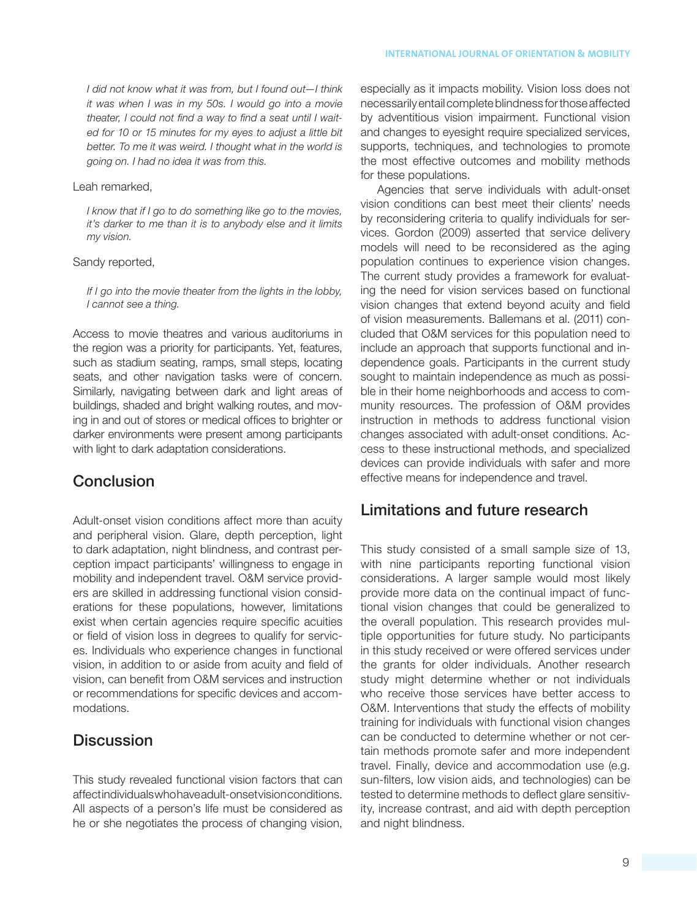*I did not know what it was from, but I found out—I think it was when I was in my 50s. I would go into a movie theater, I could not find a way to find a seat until I waited for 10 or 15 minutes for my eyes to adjust a little bit better. To me it was weird. I thought what in the world is going on. I had no idea it was from this.*

Leah remarked,

*I know that if I go to do something like go to the movies, it's darker to me than it is to anybody else and it limits my vision.*

Sandy reported,

*If I go into the movie theater from the lights in the lobby, I cannot see a thing.*

Access to movie theatres and various auditoriums in the region was a priority for participants. Yet, features, such as stadium seating, ramps, small steps, locating seats, and other navigation tasks were of concern. Similarly, navigating between dark and light areas of buildings, shaded and bright walking routes, and moving in and out of stores or medical offices to brighter or darker environments were present among participants with light to dark adaptation considerations.

## Conclusion

Adult-onset vision conditions affect more than acuity and peripheral vision. Glare, depth perception, light to dark adaptation, night blindness, and contrast perception impact participants' willingness to engage in mobility and independent travel. O&M service providers are skilled in addressing functional vision considerations for these populations, however, limitations exist when certain agencies require specific acuities or field of vision loss in degrees to qualify for services. Individuals who experience changes in functional vision, in addition to or aside from acuity and field of vision, can benefit from O&M services and instruction or recommendations for specific devices and accommodations.

## Discussion

This study revealed functional vision factors that can affect individuals who have adult-onset vision conditions. All aspects of a person's life must be considered as he or she negotiates the process of changing vision, especially as it impacts mobility. Vision loss does not necessarily entail complete blindness for those affected by adventitious vision impairment. Functional vision and changes to eyesight require specialized services, supports, techniques, and technologies to promote the most effective outcomes and mobility methods for these populations.

Agencies that serve individuals with adult-onset vision conditions can best meet their clients' needs by reconsidering criteria to qualify individuals for services. Gordon (2009) asserted that service delivery models will need to be reconsidered as the aging population continues to experience vision changes. The current study provides a framework for evaluating the need for vision services based on functional vision changes that extend beyond acuity and field of vision measurements. Ballemans et al. (2011) concluded that O&M services for this population need to include an approach that supports functional and independence goals. Participants in the current study sought to maintain independence as much as possible in their home neighborhoods and access to community resources. The profession of O&M provides instruction in methods to address functional vision changes associated with adult-onset conditions. Access to these instructional methods, and specialized devices can provide individuals with safer and more effective means for independence and travel.

## Limitations and future research

This study consisted of a small sample size of 13, with nine participants reporting functional vision considerations. A larger sample would most likely provide more data on the continual impact of functional vision changes that could be generalized to the overall population. This research provides multiple opportunities for future study. No participants in this study received or were offered services under the grants for older individuals. Another research study might determine whether or not individuals who receive those services have better access to O&M. Interventions that study the effects of mobility training for individuals with functional vision changes can be conducted to determine whether or not certain methods promote safer and more independent travel. Finally, device and accommodation use (e.g. sun-filters, low vision aids, and technologies) can be tested to determine methods to deflect glare sensitivity, increase contrast, and aid with depth perception and night blindness.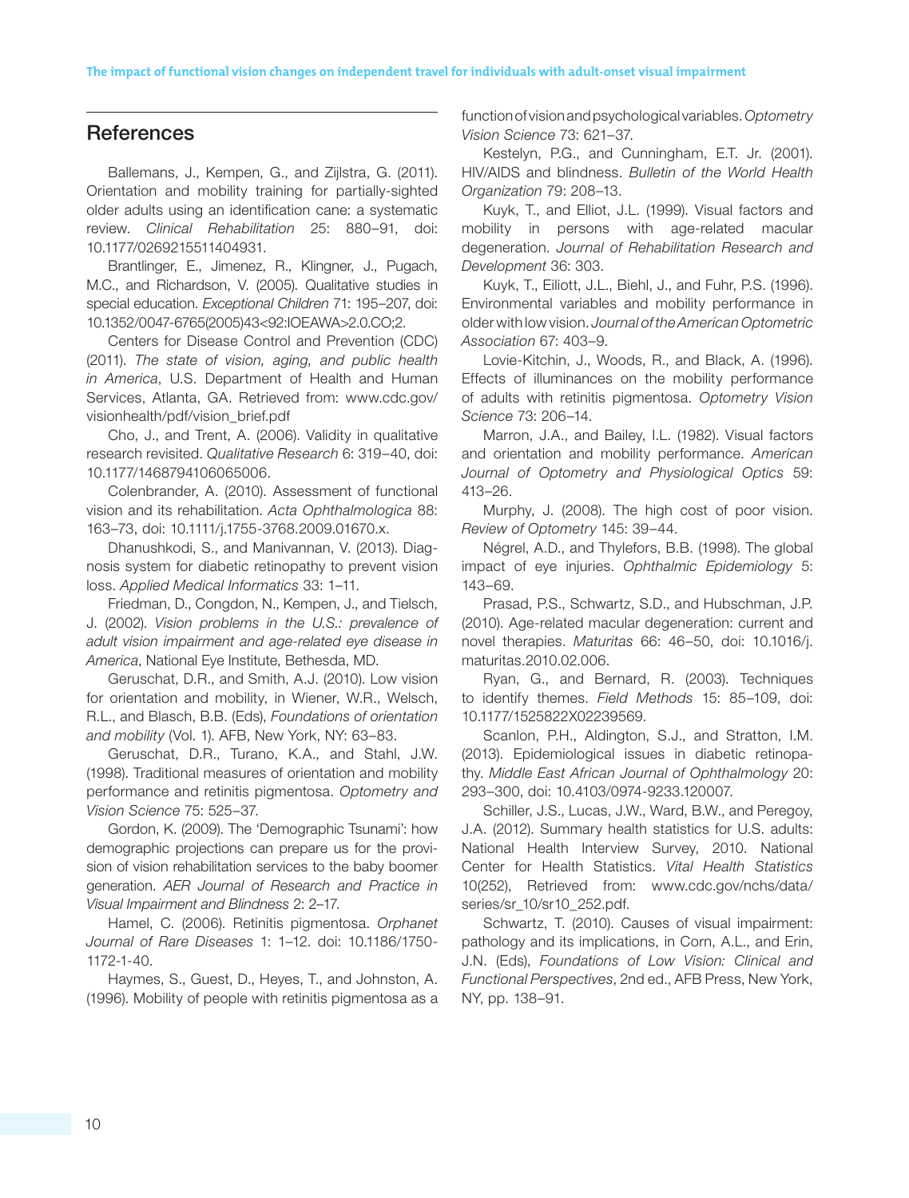## References

Ballemans, J., Kempen, G., and Zijlstra, G. (2011). Orientation and mobility training for partially-sighted older adults using an identification cane: a systematic review. *Clinical Rehabilitation* 25: 880–91, doi: 10.1177/0269215511404931.

Brantlinger, E., Jimenez, R., Klingner, J., Pugach, M.C., and Richardson, V. (2005). Qualitative studies in special education. *Exceptional Children* 71: 195–207, doi: 10.1352/0047-6765(2005)43<92:IOEAWA>2.0.CO;2.

Centers for Disease Control and Prevention (CDC) (2011). *The state of vision, aging, and public health in America*, U.S. Department of Health and Human Services, Atlanta, GA. Retrieved from: www.cdc.gov/visionhealth/pdf/vision_brief.pdf

Cho, J., and Trent, A. (2006). Validity in qualitative research revisited. *Qualitative Research* 6: 319–40, doi: 10.1177/1468794106065006.

Colenbrander, A. (2010). Assessment of functional vision and its rehabilitation. *Acta Ophthalmologica* 88: 163–73, doi: 10.1111/j.1755-3768.2009.01670.x.

Dhanushkodi, S., and Manivannan, V. (2013). Diagnosis system for diabetic retinopathy to prevent vision loss. *Applied Medical Informatics* 33: 1–11.

Friedman, D., Congdon, N., Kempen, J., and Tielsch, J. (2002). *Vision problems in the U.S.: prevalence of adult vision impairment and age-related eye disease in America*, National Eye Institute, Bethesda, MD.

Geruschat, D.R., and Smith, A.J. (2010). Low vision for orientation and mobility, in Wiener, W.R., Welsch, R.L., and Blasch, B.B. (Eds), *Foundations of orientation and mobility* (Vol. 1). AFB, New York, NY: 63–83.

Geruschat, D.R., Turano, K.A., and Stahl, J.W. (1998). Traditional measures of orientation and mobility performance and retinitis pigmentosa. *Optometry and Vision Science* 75: 525–37.

Gordon, K. (2009). The 'Demographic Tsunami': how demographic projections can prepare us for the provision of vision rehabilitation services to the baby boomer generation. *AER Journal of Research and Practice in Visual Impairment and Blindness* 2: 2–17.

Hamel, C. (2006). Retinitis pigmentosa. *Orphanet Journal of Rare Diseases* 1: 1–12. doi: 10.1186/1750-1172-1-40.

Haymes, S., Guest, D., Heyes, T., and Johnston, A. (1996). Mobility of people with retinitis pigmentosa as a function of vision and psychological variables. *Optometry Vision Science* 73: 621–37.

Kestelyn, P.G., and Cunningham, E.T. Jr. (2001). HIV/AIDS and blindness. *Bulletin of the World Health Organization* 79: 208–13.

Kuyk, T., and Elliot, J.L. (1999). Visual factors and mobility in persons with age-related macular degeneration. *Journal of Rehabilitation Research and Development* 36: 303.

Kuyk, T., Eiliott, J.L., Biehl, J., and Fuhr, P.S. (1996). Environmental variables and mobility performance in older with low vision. *Journal of the American Optometric Association* 67: 403–9.

Lovie-Kitchin, J., Woods, R., and Black, A. (1996). Effects of illuminances on the mobility performance of adults with retinitis pigmentosa. *Optometry Vision Science* 73: 206–14.

Marron, J.A., and Bailey, I.L. (1982). Visual factors and orientation and mobility performance. *American Journal of Optometry and Physiological Optics* 59: 413–26.

Murphy, J. (2008). The high cost of poor vision. *Review of Optometry* 145: 39–44.

Négrel, A.D., and Thylefors, B.B. (1998). The global impact of eye injuries. *Ophthalmic Epidemiology* 5: 143–69.

Prasad, P.S., Schwartz, S.D., and Hubschman, J.P. (2010). Age-related macular degeneration: current and novel therapies. *Maturitas* 66: 46–50, doi: 10.1016/j.maturitas.2010.02.006.

Ryan, G., and Bernard, R. (2003). Techniques to identify themes. *Field Methods* 15: 85–109, doi: 10.1177/1525822X02239569.

Scanlon, P.H., Aldington, S.J., and Stratton, I.M. (2013). Epidemiological issues in diabetic retinopathy. *Middle East African Journal of Ophthalmology* 20: 293–300, doi: 10.4103/0974-9233.120007.

Schiller, J.S., Lucas, J.W., Ward, B.W., and Peregoy, J.A. (2012). Summary health statistics for U.S. adults: National Health Interview Survey, 2010. National Center for Health Statistics. *Vital Health Statistics* 10(252), Retrieved from: www.cdc.gov/nchs/data/series/sr_10/sr10_252.pdf.

Schwartz, T. (2010). Causes of visual impairment: pathology and its implications, in Corn, A.L., and Erin, J.N. (Eds), *Foundations of Low Vision: Clinical and Functional Perspectives*, 2nd ed., AFB Press, New York, NY, pp. 138–91.